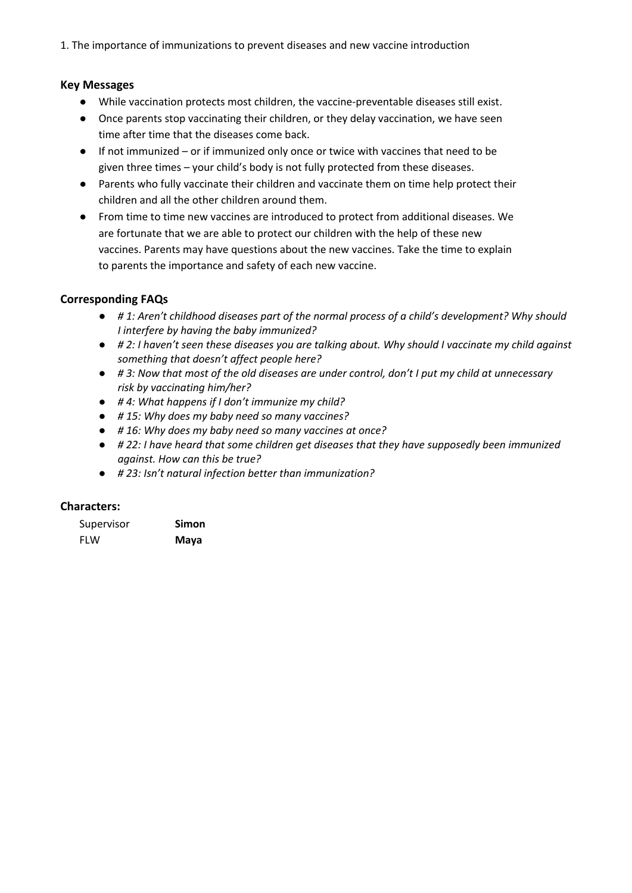1. The importance of immunizations to prevent diseases and new vaccine introduction

### Key Messages

- While vaccination protects most children, the vaccine-preventable diseases still exist.
- Once parents stop vaccinating their children, or they delay vaccination, we have seen time after time that the diseases come back.
- If not immunized – or if immunized only once or twice with vaccines that need to be given three times – your child's body is not fully protected from these diseases.
- Parents who fully vaccinate their children and vaccinate them on time help protect their children and all the other children around them.
- From time to time new vaccines are introduced to protect from additional diseases. We are fortunate that we are able to protect our children with the help of these new vaccines. Parents may have questions about the new vaccines. Take the time to explain to parents the importance and safety of each new vaccine.

### Corresponding FAQs

- *# 1: Aren't childhood diseases part of the normal process of a child's development? Why should I interfere by having the baby immunized?*
- *# 2: I haven't seen these diseases you are talking about. Why should I vaccinate my child against something that doesn't affect people here?*
- *# 3: Now that most of the old diseases are under control, don't I put my child at unnecessary risk by vaccinating him/her?*
- *# 4: What happens if I don't immunize my child?*
- *# 15: Why does my baby need so many vaccines?*
- *# 16: Why does my baby need so many vaccines at once?*
- *# 22: I have heard that some children get diseases that they have supposedly been immunized against. How can this be true?*
- *# 23: Isn't natural infection better than immunization?*

### Characters:

| | |
|---|---|
| Supervisor | **Simon** |
| FLW | **Maya** |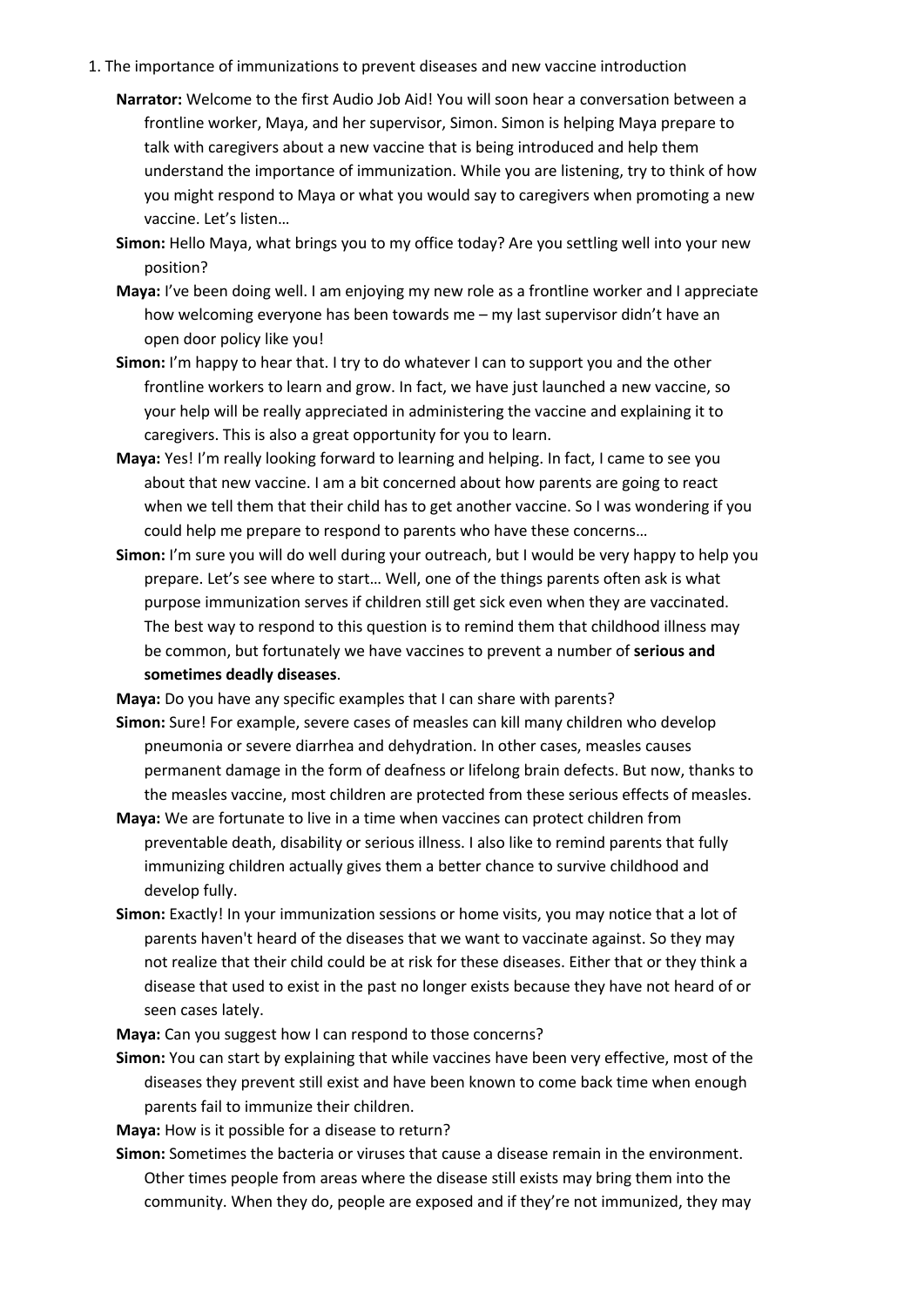1. The importance of immunizations to prevent diseases and new vaccine introduction

**Narrator:** Welcome to the first Audio Job Aid! You will soon hear a conversation between a frontline worker, Maya, and her supervisor, Simon. Simon is helping Maya prepare to talk with caregivers about a new vaccine that is being introduced and help them understand the importance of immunization. While you are listening, try to think of how you might respond to Maya or what you would say to caregivers when promoting a new vaccine. Let's listen…

**Simon:** Hello Maya, what brings you to my office today? Are you settling well into your new position?

**Maya:** I've been doing well. I am enjoying my new role as a frontline worker and I appreciate how welcoming everyone has been towards me – my last supervisor didn't have an open door policy like you!

**Simon:** I'm happy to hear that. I try to do whatever I can to support you and the other frontline workers to learn and grow. In fact, we have just launched a new vaccine, so your help will be really appreciated in administering the vaccine and explaining it to caregivers. This is also a great opportunity for you to learn.

**Maya:** Yes! I'm really looking forward to learning and helping. In fact, I came to see you about that new vaccine. I am a bit concerned about how parents are going to react when we tell them that their child has to get another vaccine. So I was wondering if you could help me prepare to respond to parents who have these concerns…

**Simon:** I'm sure you will do well during your outreach, but I would be very happy to help you prepare. Let's see where to start… Well, one of the things parents often ask is what purpose immunization serves if children still get sick even when they are vaccinated. The best way to respond to this question is to remind them that childhood illness may be common, but fortunately we have vaccines to prevent a number of **serious and sometimes deadly diseases**.

**Maya:** Do you have any specific examples that I can share with parents?

**Simon:** Sure! For example, severe cases of measles can kill many children who develop pneumonia or severe diarrhea and dehydration. In other cases, measles causes permanent damage in the form of deafness or lifelong brain defects. But now, thanks to the measles vaccine, most children are protected from these serious effects of measles.

**Maya:** We are fortunate to live in a time when vaccines can protect children from preventable death, disability or serious illness. I also like to remind parents that fully immunizing children actually gives them a better chance to survive childhood and develop fully.

**Simon:** Exactly! In your immunization sessions or home visits, you may notice that a lot of parents haven't heard of the diseases that we want to vaccinate against. So they may not realize that their child could be at risk for these diseases. Either that or they think a disease that used to exist in the past no longer exists because they have not heard of or seen cases lately.

**Maya:** Can you suggest how I can respond to those concerns?

**Simon:** You can start by explaining that while vaccines have been very effective, most of the diseases they prevent still exist and have been known to come back time when enough parents fail to immunize their children.

**Maya:** How is it possible for a disease to return?

**Simon:** Sometimes the bacteria or viruses that cause a disease remain in the environment. Other times people from areas where the disease still exists may bring them into the community. When they do, people are exposed and if they're not immunized, they may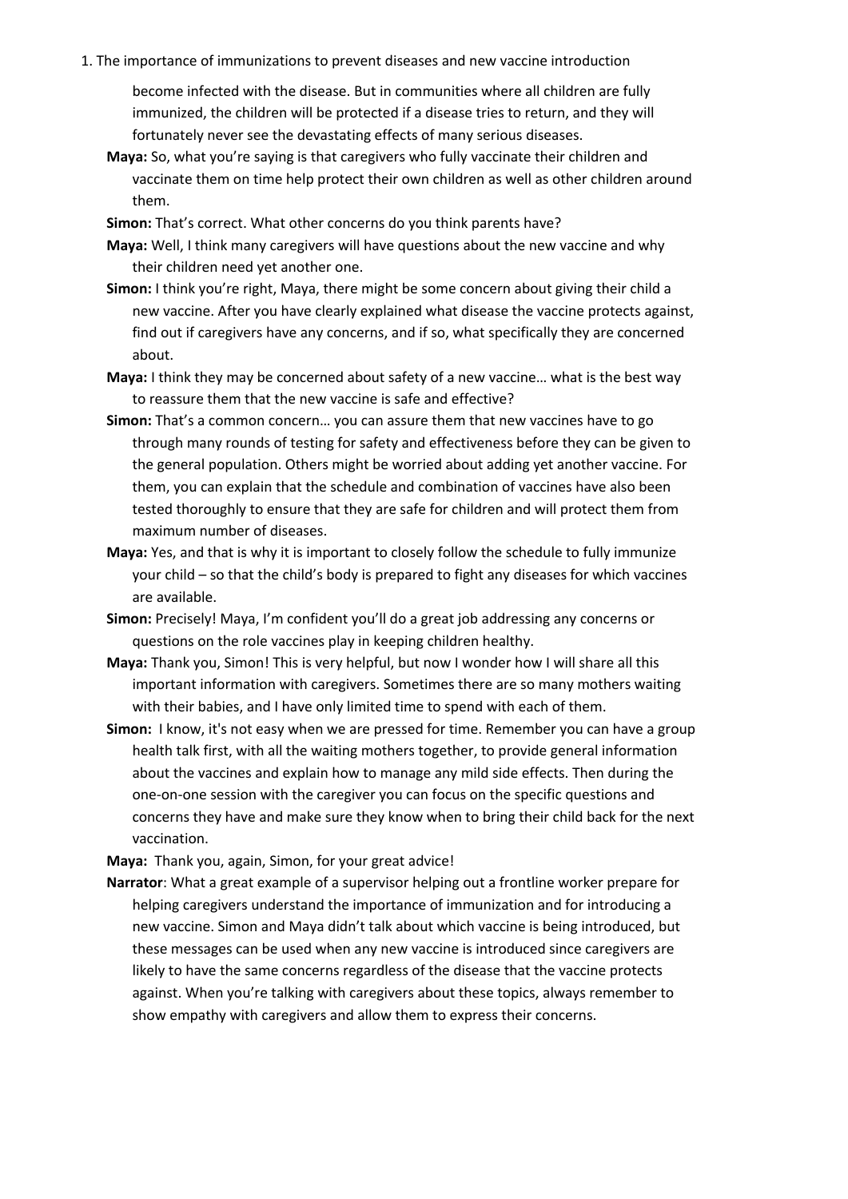become infected with the disease. But in communities where all children are fully immunized, the children will be protected if a disease tries to return, and they will fortunately never see the devastating effects of many serious diseases.

**Maya:** So, what you're saying is that caregivers who fully vaccinate their children and vaccinate them on time help protect their own children as well as other children around them.

**Simon:** That's correct. What other concerns do you think parents have?

**Maya:** Well, I think many caregivers will have questions about the new vaccine and why their children need yet another one.

**Simon:** I think you're right, Maya, there might be some concern about giving their child a new vaccine. After you have clearly explained what disease the vaccine protects against, find out if caregivers have any concerns, and if so, what specifically they are concerned about.

**Maya:** I think they may be concerned about safety of a new vaccine… what is the best way to reassure them that the new vaccine is safe and effective?

**Simon:** That's a common concern… you can assure them that new vaccines have to go through many rounds of testing for safety and effectiveness before they can be given to the general population. Others might be worried about adding yet another vaccine. For them, you can explain that the schedule and combination of vaccines have also been tested thoroughly to ensure that they are safe for children and will protect them from maximum number of diseases.

**Maya:** Yes, and that is why it is important to closely follow the schedule to fully immunize your child – so that the child's body is prepared to fight any diseases for which vaccines are available.

**Simon:** Precisely! Maya, I'm confident you'll do a great job addressing any concerns or questions on the role vaccines play in keeping children healthy.

**Maya:** Thank you, Simon! This is very helpful, but now I wonder how I will share all this important information with caregivers. Sometimes there are so many mothers waiting with their babies, and I have only limited time to spend with each of them.

**Simon:** I know, it's not easy when we are pressed for time. Remember you can have a group health talk first, with all the waiting mothers together, to provide general information about the vaccines and explain how to manage any mild side effects. Then during the one-on-one session with the caregiver you can focus on the specific questions and concerns they have and make sure they know when to bring their child back for the next vaccination.

**Maya:** Thank you, again, Simon, for your great advice!

**Narrator**: What a great example of a supervisor helping out a frontline worker prepare for helping caregivers understand the importance of immunization and for introducing a new vaccine. Simon and Maya didn't talk about which vaccine is being introduced, but these messages can be used when any new vaccine is introduced since caregivers are likely to have the same concerns regardless of the disease that the vaccine protects against. When you're talking with caregivers about these topics, always remember to show empathy with caregivers and allow them to express their concerns.